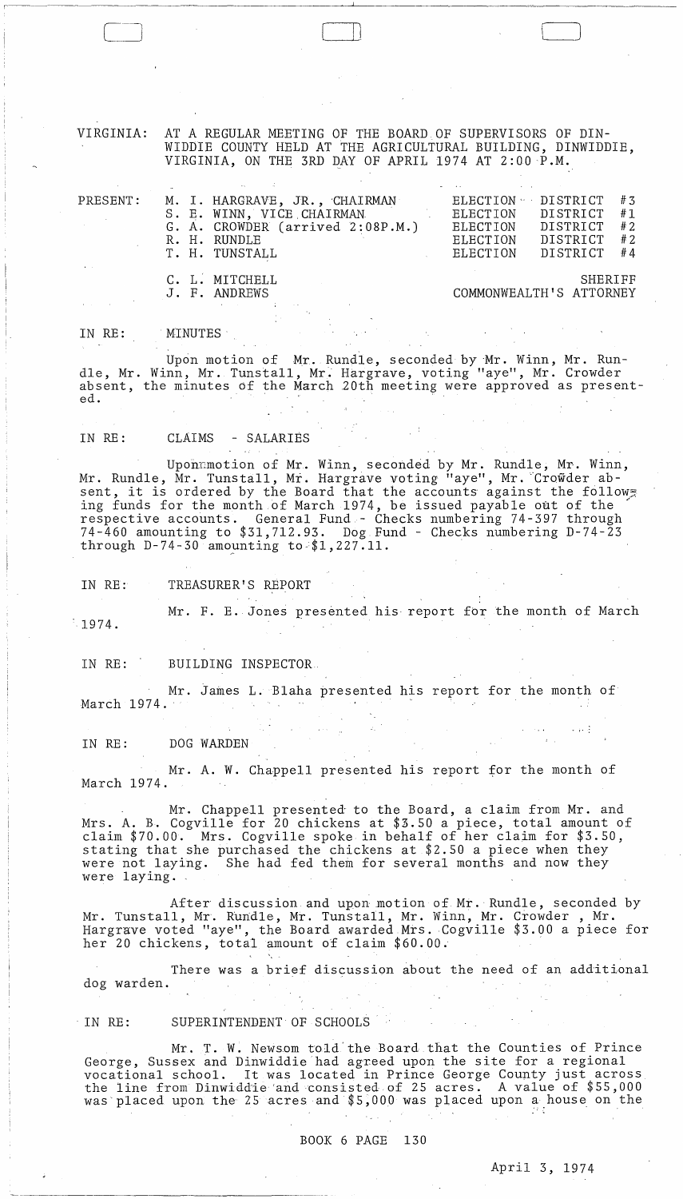VIRGINIA: AT A REGULAR MEETING OF THE BOARD OF SUPERVISORS OF DINWIDDIE COUNTY HELD AT THE AGRICULTURAL BUILDING, DINWIDDIE, VIRGINIA, ON THE 3RD DAY OF APRIL 1974 AT 2:00 P.M.

| PRESENT: | | |
|---|---|---|
| | M. I. HARGRAVE, JR., CHAIRMAN | ELECTION DISTRICT #3 |
| | S. E. WINN, VICE CHAIRMAN | ELECTION DISTRICT #1 |
| | G. A. CROWDER (arrived 2:08P.M.) | ELECTION DISTRICT #2 |
| | R. H. RUNDLE | ELECTION DISTRICT #2 |
| | T. H. TUNSTALL | ELECTION DISTRICT #4 |
| | C. L. MITCHELL | SHERIFF |
| | J. F. ANDREWS | COMMONWEALTH'S ATTORNEY |

IN RE: MINUTES

Upon motion of Mr. Rundle, seconded by Mr. Winn, Mr. Rundle, Mr. Winn, Mr. Tunstall, Mr. Hargrave, voting "aye", Mr. Crowder absent, the minutes of the March 20th meeting were approved as presented.

IN RE: CLAIMS - SALARIES

Upon motion of Mr. Winn, seconded by Mr. Rundle, Mr. Winn, Mr. Rundle, Mr. Tunstall, Mr. Hargrave voting "aye", Mr. Crowder absent, it is ordered by the Board that the accounts against the following funds for the month of March 1974, be issued payable out of the respective accounts. General Fund - Checks numbering 74-397 through 74-460 amounting to $31,712.93. Dog Fund - Checks numbering D-74-23 through D-74-30 amounting to $1,227.11.

IN RE: TREASURER'S REPORT

Mr. F. E. Jones presented his report for the month of March 1974.

IN RE: BUILDING INSPECTOR

Mr. James L. Blaha presented his report for the month of March 1974.

IN RE: DOG WARDEN

Mr. A. W. Chappell presented his report for the month of March 1974.

Mr. Chappell presented to the Board, a claim from Mr. and Mrs. A. B. Cogville for 20 chickens at $3.50 a piece, total amount of claim $70.00. Mrs. Cogville spoke in behalf of her claim for $3.50, stating that she purchased the chickens at $2.50 a piece when they were not laying. She had fed them for several months and now they were laying.

After discussion and upon motion of Mr. Rundle, seconded by Mr. Tunstall, Mr. Rundle, Mr. Tunstall, Mr. Winn, Mr. Crowder, Mr. Hargrave voted "aye", the Board awarded Mrs. Cogville $3.00 a piece for her 20 chickens, total amount of claim $60.00.

There was a brief discussion about the need of an additional dog warden.

IN RE: SUPERINTENDENT OF SCHOOLS

Mr. T. W. Newsom told the Board that the Counties of Prince George, Sussex and Dinwiddie had agreed upon the site for a regional vocational school. It was located in Prince George County just across the line from Dinwiddie and consisted of 25 acres. A value of $55,000 was placed upon the 25 acres and $5,000 was placed upon a house on the

BOOK 6 PAGE 130

April 3, 1974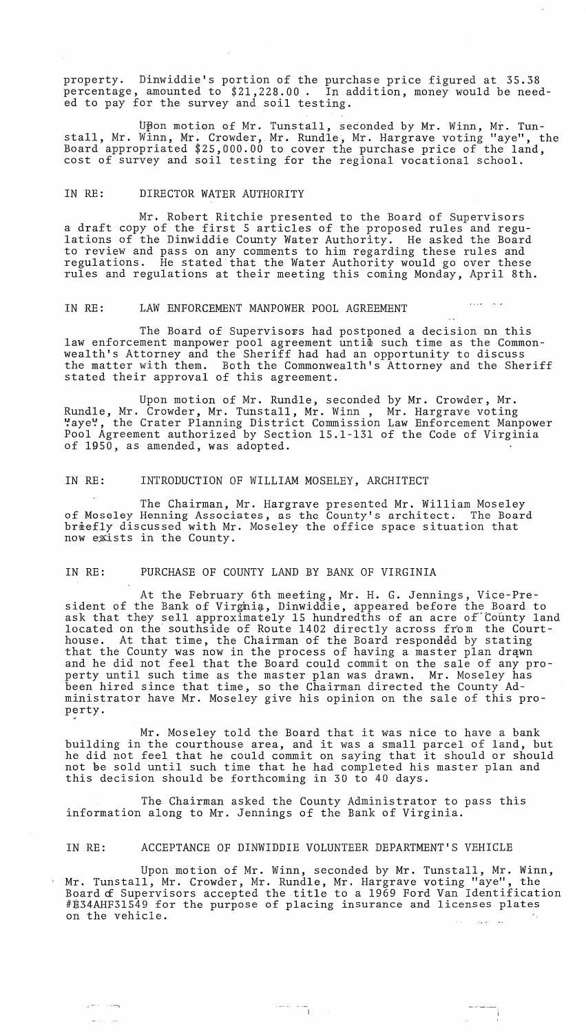property. Dinwiddie's portion of the purchase price figured at 35.38 percentage, amounted to $21,228.00 . In addition, money would be needed to pay for the survey and soil testing.

Upon motion of Mr. Tunstall, seconded by Mr. Winn, Mr. Tunstall, Mr. Winn, Mr. Crowder, Mr. Rundle, Mr. Hargrave voting "aye", the Board appropriated $25,000.00 to cover the purchase price of the land, cost of survey and soil testing for the regional vocational school.

IN RE: DIRECTOR WATER AUTHORITY

Mr. Robert Ritchie presented to the Board of Supervisors a draft copy of the first 5 articles of the proposed rules and regulations of the Dinwiddie County Water Authority. He asked the Board to review and pass on any comments to him regarding these rules and regulations. He stated that the Water Authority would go over these rules and regulations at their meeting this coming Monday, April 8th.

IN RE: LAW ENFORCEMENT MANPOWER POOL AGREEMENT

The Board of Supervisors had postponed a decision on this law enforcement manpower pool agreement until such time as the Commonwealth's Attorney and the Sheriff had had an opportunity to discuss the matter with them. Both the Commonwealth's Attorney and the Sheriff stated their approval of this agreement.

Upon motion of Mr. Rundle, seconded by Mr. Crowder, Mr. Rundle, Mr. Crowder, Mr. Tunstall, Mr. Winn , Mr. Hargrave voting "aye", the Crater Planning District Commission Law Enforcement Manpower Pool Agreement authorized by Section 15.1-131 of the Code of Virginia of 1950, as amended, was adopted.

IN RE: INTRODUCTION OF WILLIAM MOSELEY, ARCHITECT

The Chairman, Mr. Hargrave presented Mr. William Moseley of Moseley Henning Associates, as the County's architect. The Board briefly discussed with Mr. Moseley the office space situation that now exists in the County.

IN RE: PURCHASE OF COUNTY LAND BY BANK OF VIRGINIA

At the February 6th meeting, Mr. H. G. Jennings, Vice-President of the Bank of Virginia, Dinwiddie, appeared before the Board to ask that they sell approximately 15 hundredths of an acre of County land located on the southside of Route 1402 directly across from the Courthouse. At that time, the Chairman of the Board responded by stating that the County was now in the process of having a master plan drawn and he did not feel that the Board could commit on the sale of any property until such time as the master plan was drawn. Mr. Moseley has been hired since that time, so the Chairman directed the County Administrator have Mr. Moseley give his opinion on the sale of this property.

Mr. Moseley told the Board that it was nice to have a bank building in the courthouse area, and it was a small parcel of land, but he did not feel that he could commit on saying that it should or should not be sold until such time that he had completed his master plan and this decision should be forthcoming in 30 to 40 days.

The Chairman asked the County Administrator to pass this information along to Mr. Jennings of the Bank of Virginia.

IN RE: ACCEPTANCE OF DINWIDDIE VOLUNTEER DEPARTMENT'S VEHICLE

Upon motion of Mr. Winn, seconded by Mr. Tunstall, Mr. Winn, Mr. Tunstall, Mr. Crowder, Mr. Rundle, Mr. Hargrave voting "aye", the Board of Supervisors accepted the title to a 1969 Ford Van Identification #E34AHF31549 for the purpose of placing insurance and licenses plates on the vehicle.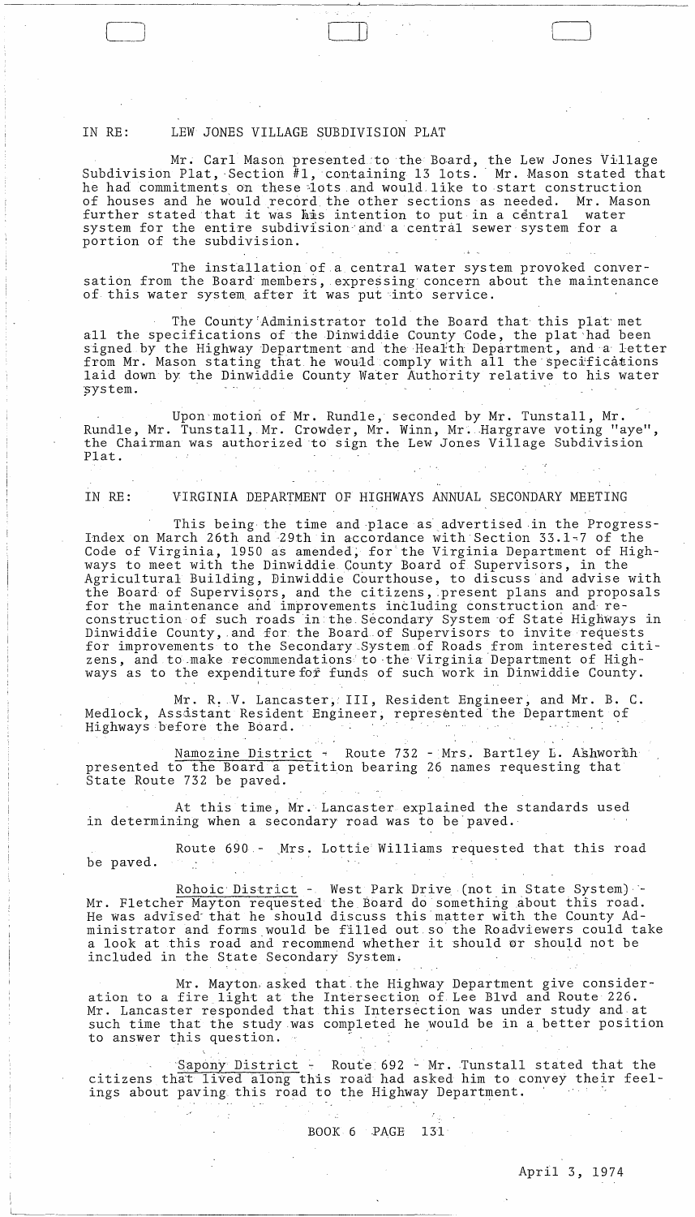IN RE: LEW JONES VILLAGE SUBDIVISION PLAT

Mr. Carl Mason presented to the Board, the Lew Jones Village Subdivision Plat, Section #1, containing 13 lots. Mr. Mason stated that he had commitments on these lots and would like to start construction of houses and he would record the other sections as needed. Mr. Mason further stated that it was his intention to put in a central water system for the entire subdivision and a central sewer system for a portion of the subdivision.

The installation of a central water system provoked conversation from the Board members, expressing concern about the maintenance of this water system after it was put into service.

The County Administrator told the Board that this plat met all the specifications of the Dinwiddie County Code, the plat had been signed by the Highway Department and the Health Department, and a letter from Mr. Mason stating that he would comply with all the specifications laid down by the Dinwiddie County Water Authority relative to his water system.

Upon motion of Mr. Rundle, seconded by Mr. Tunstall, Mr. Rundle, Mr. Tunstall, Mr. Crowder, Mr. Winn, Mr. Hargrave voting "aye", the Chairman was authorized to sign the Lew Jones Village Subdivision Plat.

IN RE: VIRGINIA DEPARTMENT OF HIGHWAYS ANNUAL SECONDARY MEETING

This being the time and place as advertised in the Progress-Index on March 26th and 29th in accordance with Section 33.1-7 of the Code of Virginia, 1950 as amended, for the Virginia Department of Highways to meet with the Dinwiddie County Board of Supervisors, in the Agricultural Building, Dinwiddie Courthouse, to discuss and advise with the Board of Supervisors, and the citizens, present plans and proposals for the maintenance and improvements including construction and reconstruction of such roads in the Secondary System of State Highways in Dinwiddie County, and for the Board of Supervisors to invite requests for improvements to the Secondary System of Roads from interested citizens, and to make recommendations to the Virginia Department of Highways as to the expenditure for funds of such work in Dinwiddie County.

Mr. R. V. Lancaster, III, Resident Engineer, and Mr. B. C. Medlock, Assistant Resident Engineer, represented the Department of Highways before the Board.

Namozine District - Route 732 - Mrs. Bartley L. Ashworth presented to the Board a petition bearing 26 names requesting that State Route 732 be paved.

At this time, Mr. Lancaster explained the standards used in determining when a secondary road was to be paved.

Route 690 - Mrs. Lottie Williams requested that this road be paved.

Rohoic District - West Park Drive (not in State System) - Mr. Fletcher Mayton requested the Board do something about this road. He was advised that he should discuss this matter with the County Administrator and forms would be filled out so the Roadviewers could take a look at this road and recommend whether it should or should not be included in the State Secondary System.

Mr. Mayton asked that the Highway Department give consideration to a fire light at the Intersection of Lee Blvd and Route 226. Mr. Lancaster responded that this Intersection was under study and at such time that the study was completed he would be in a better position to answer this question.

Sapony District - Route 692 - Mr. Tunstall stated that the citizens that lived along this road had asked him to convey their feelings about paving this road to the Highway Department.

BOOK 6 PAGE 131

April 3, 1974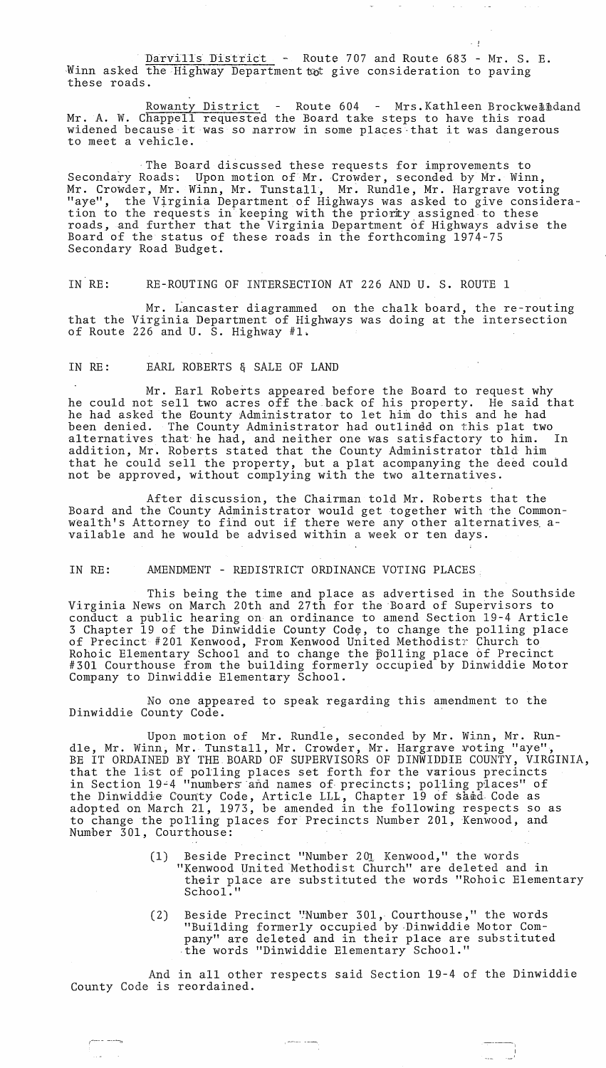Darvills District - Route 707 and Route 683 - Mr. S. E. Winn asked the Highway Department to give consideration to paving these roads.

Rowanty District - Route 604 - Mrs. Kathleen Brockwell and Mr. A. W. Chappell requested the Board take steps to have this road widened because it was so narrow in some places that it was dangerous to meet a vehicle.

The Board discussed these requests for improvements to Secondary Roads: Upon motion of Mr. Crowder, seconded by Mr. Winn, Mr. Crowder, Mr. Winn, Mr. Tunstall, Mr. Rundle, Mr. Hargrave voting "aye", the Virginia Department of Highways was asked to give consideration to the requests in keeping with the priority assigned to these roads, and further that the Virginia Department of Highways advise the Board of the status of these roads in the forthcoming 1974-75 Secondary Road Budget.

IN RE: RE-ROUTING OF INTERSECTION AT 226 AND U. S. ROUTE 1

Mr. Lancaster diagrammed on the chalk board, the re-routing that the Virginia Department of Highways was doing at the intersection of Route 226 and U. S. Highway #1.

IN RE: EARL ROBERTS & SALE OF LAND

Mr. Earl Roberts appeared before the Board to request why he could not sell two acres off the back of his property. He said that he had asked the County Administrator to let him do this and he had been denied. The County Administrator had outlined on this plat two alternatives that he had, and neither one was satisfactory to him. In addition, Mr. Roberts stated that the County Administrator told him that he could sell the property, but a plat accompanying the deed could not be approved, without complying with the two alternatives.

After discussion, the Chairman told Mr. Roberts that the Board and the County Administrator would get together with the Commonwealth's Attorney to find out if there were any other alternatives available and he would be advised within a week or ten days.

IN RE: AMENDMENT - REDISTRICT ORDINANCE VOTING PLACES

This being the time and place as advertised in the Southside Virginia News on March 20th and 27th for the Board of Supervisors to conduct a public hearing on an ordinance to amend Section 19-4 Article 3 Chapter 19 of the Dinwiddie County Code, to change the polling place of Precinct #201 Kenwood, From Kenwood United Methodist Church to Rohoic Elementary School and to change the polling place of Precinct #301 Courthouse from the building formerly occupied by Dinwiddie Motor Company to Dinwiddie Elementary School.

No one appeared to speak regarding this amendment to the Dinwiddie County Code.

Upon motion of Mr. Rundle, seconded by Mr. Winn, Mr. Rundle, Mr. Winn, Mr. Tunstall, Mr. Crowder, Mr. Hargrave voting "aye", BE IT ORDAINED BY THE BOARD OF SUPERVISORS OF DINWIDDIE COUNTY, VIRGINIA, that the list of polling places set forth for the various precincts in Section 19-4 "numbers and names of precincts; polling places" of the Dinwiddie County Code, Article III, Chapter 19 of said Code as adopted on March 21, 1973, be amended in the following respects so as to change the polling places for Precincts Number 201, Kenwood, and Number 301, Courthouse:

(1) Beside Precinct "Number 201 Kenwood," the words "Kenwood United Methodist Church" are deleted and in their place are substituted the words "Rohoic Elementary School."

(2) Beside Precinct "Number 301, Courthouse," the words "Building formerly occupied by Dinwiddie Motor Company" are deleted and in their place are substituted the words "Dinwiddie Elementary School."

And in all other respects said Section 19-4 of the Dinwiddie County Code is reordained.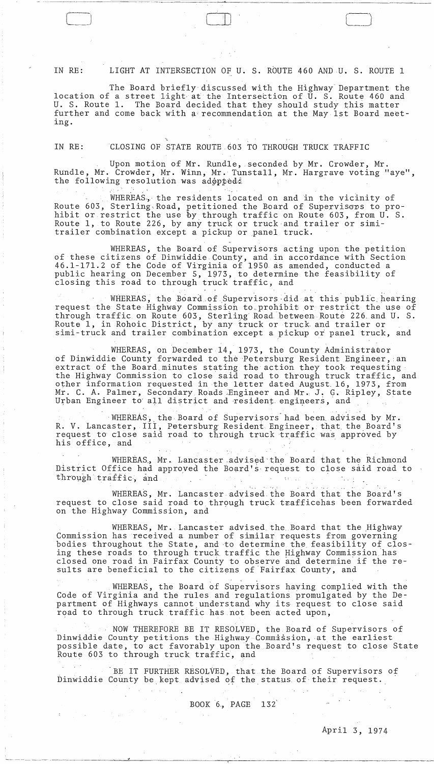IN RE: LIGHT AT INTERSECTION OF U. S. ROUTE 460 AND U. S. ROUTE 1

The Board briefly discussed with the Highway Department the location of a street light at the Intersection of U. S. Route 460 and U. S. Route 1. The Board decided that they should study this matter further and come back with a recommendation at the May 1st Board meeting.

IN RE: CLOSING OF STATE ROUTE 603 TO THROUGH TRUCK TRAFFIC

Upon motion of Mr. Rundle, seconded by Mr. Crowder, Mr. Rundle, Mr. Crowder, Mr. Winn, Mr. Tunstall, Mr. Hargrave voting "aye", the following resolution was adopted:

WHEREAS, the residents located on and in the vicinity of Route 603, Sterling Road, petitioned the Board of Supervisors to prohibit or restrict the use by through traffic on Route 603, from U. S. Route 1, to Route 226, by any truck or truck and trailer or simitrailer combination except a pickup or panel truck.

WHEREAS, the Board of Supervisors acting upon the petition of these citizens of Dinwiddie County, and in accordance with Section 46.1-171.2 of the Code of Virginia of 1950 as amended, conducted a public hearing on December 5, 1973, to determine the feasibility of closing this road to through truck traffic, and

WHEREAS, the Board of Supervisors did at this public hearing request the State Highway Commission to prohibit or restrict the use of through traffic on Route 603, Sterling Road between Route 226 and U. S. Route 1, in Rohoic District, by any truck or truck and trailer or simi-truck and trailer combination except a pickup or panel truck, and

WHEREAS, on December 14, 1973, the County Administrator of Dinwiddie County forwarded to the Petersburg Resident Engineer, an extract of the Board minutes stating the action they took requesting the Highway Commission to close said road to through truck traffic, and other information requested in the letter dated August 16, 1973, from Mr. C. A. Palmer, Secondary Roads Engineer and Mr. J. G. Ripley, State Urban Engineer to all district and resident engineers, and

WHEREAS, the Board of Supervisors had been advised by Mr. R. V. Lancaster, III, Petersburg Resident Engineer, that the Board's request to close said road to through truck traffic was approved by his office, and

WHEREAS, Mr. Lancaster advised the Board that the Richmond District Office had approved the Board's request to close said road to through traffic, and

WHEREAS, Mr. Lancaster advised the Board that the Board's request to close said road to through truck trafficehas been forwarded on the Highway Commission, and

WHEREAS, Mr. Lancaster advised the Board that the Highway Commission has received a number of similar requests from governing bodies throughout the State, and to determine the feasibility of closing these roads to through truck traffic the Highway Commission has closed one road in Fairfax County to observe and determine if the results are beneficial to the citizens of Fairfax County, and

WHEREAS, the Board of Supervisors having complied with the Code of Virginia and the rules and regulations promulgated by the Department of Highways cannot understand why its request to close said road to through truck traffic has not been acted upon,

NOW THEREFORE BE IT RESOLVED, the Board of Supervisors of Dinwiddie County petitions the Highway Commission, at the earliest possible date, to act favorably upon the Board's request to close State Route 603 to through truck traffic, and

BE IT FURTHER RESOLVED, that the Board of Supervisors of Dinwiddie County be kept advised of the status of their request.

BOOK 6, PAGE 132

April 3, 1974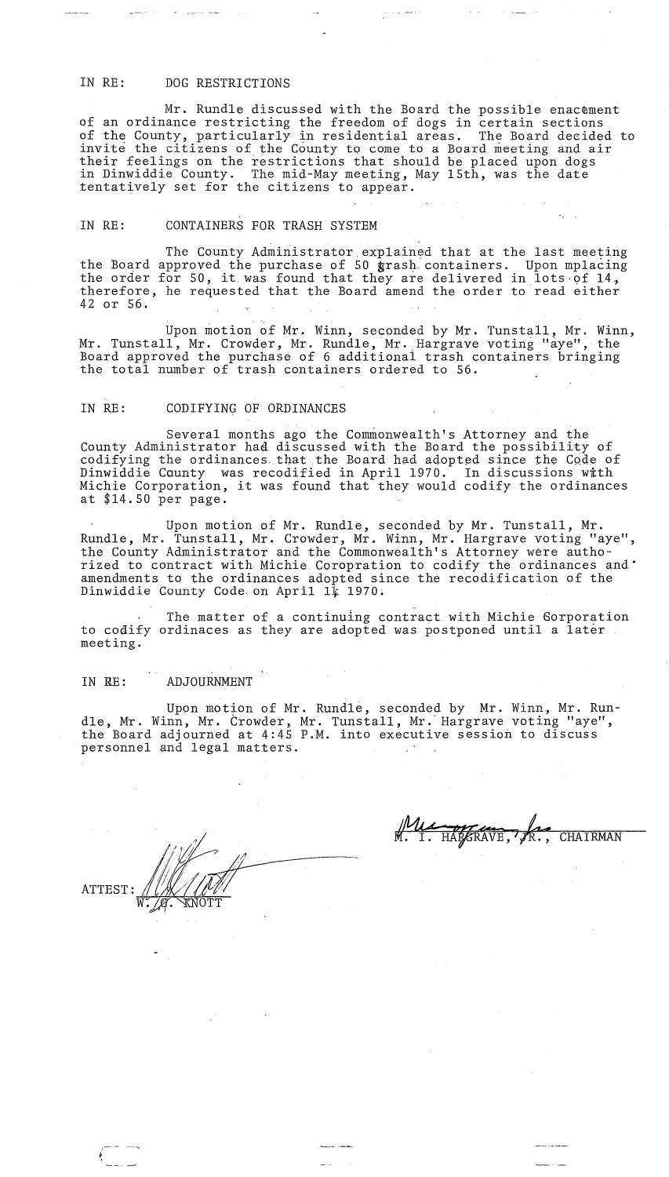IN RE: DOG RESTRICTIONS

Mr. Rundle discussed with the Board the possible enactment of an ordinance restricting the freedom of dogs in certain sections of the County, particularly in residential areas. The Board decided to invite the citizens of the County to come to a Board meeting and air their feelings on the restrictions that should be placed upon dogs in Dinwiddie County. The mid-May meeting, May 15th, was the date tentatively set for the citizens to appear.

IN RE: CONTAINERS FOR TRASH SYSTEM

The County Administrator explained that at the last meeting the Board approved the purchase of 50 trash containers. Upon mplacing the order for 50, it was found that they are delivered in lots of 14, therefore, he requested that the Board amend the order to read either 42 or 56.

Upon motion of Mr. Winn, seconded by Mr. Tunstall, Mr. Winn, Mr. Tunstall, Mr. Crowder, Mr. Rundle, Mr. Hargrave voting "aye", the Board approved the purchase of 6 additional trash containers bringing the total number of trash containers ordered to 56.

IN RE: CODIFYING OF ORDINANCES

Several months ago the Commonwealth's Attorney and the County Administrator had discussed with the Board the possibility of codifying the ordinances that the Board had adopted since the Code of Dinwiddie County was recodified in April 1970. In discussions with Michie Corporation, it was found that they would codify the ordinances at $14.50 per page.

Upon motion of Mr. Rundle, seconded by Mr. Tunstall, Mr. Rundle, Mr. Tunstall, Mr. Crowder, Mr. Winn, Mr. Hargrave voting "aye", the County Administrator and the Commonwealth's Attorney were authorized to contract with Michie Coropration to codify the ordinances and amendments to the ordinances adopted since the recodification of the Dinwiddie County Code on April 1, 1970.

The matter of a continuing contract with Michie Corporation to codify ordinaces as they are adopted was postponed until a later meeting.

IN RE: ADJOURNMENT

Upon motion of Mr. Rundle, seconded by Mr. Winn, Mr. Rundle, Mr. Winn, Mr. Crowder, Mr. Tunstall, Mr. Hargrave voting "aye", the Board adjourned at 4:45 P.M. into executive session to discuss personnel and legal matters.

M. I. HARGRAVE, JR., CHAIRMAN

ATTEST: W. C. KNOTT